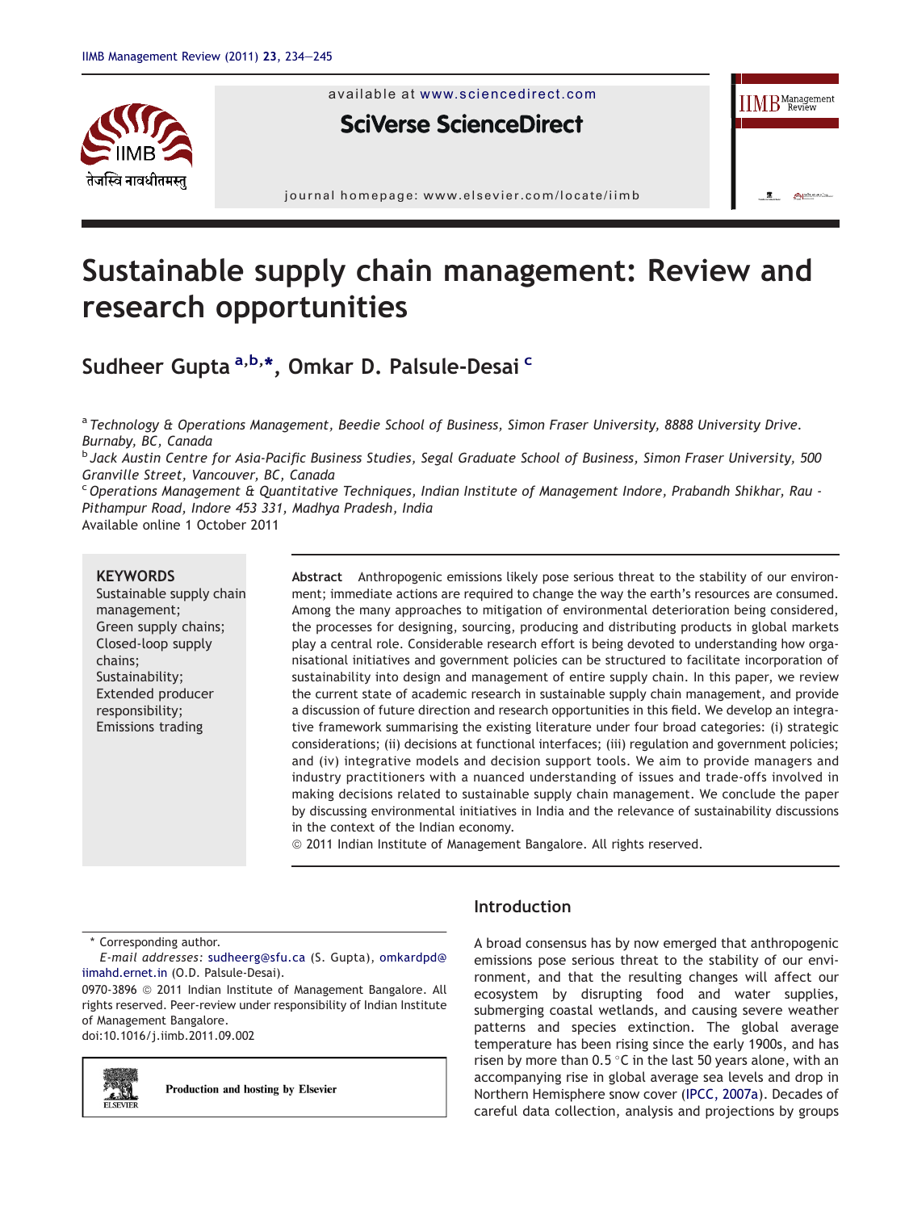# Sustainable supply chain management: Review and research opportunities

**Sudheer Gupta** [a,b,*], **Omkar D. Palsule-Desai** [c]

[a] *Technology & Operations Management, Beedie School of Business, Simon Fraser University, 8888 University Drive. Burnaby, BC, Canada*

[b] *Jack Austin Centre for Asia-Pacific Business Studies, Segal Graduate School of Business, Simon Fraser University, 500 Granville Street, Vancouver, BC, Canada*

[c] *Operations Management & Quantitative Techniques, Indian Institute of Management Indore, Prabandh Shikhar, Rau - Pithampur Road, Indore 453 331, Madhya Pradesh, India*

Available online 1 October 2011

**KEYWORDS**
Sustainable supply chain management;
Green supply chains;
Closed-loop supply chains;
Sustainability;
Extended producer responsibility;
Emissions trading

**Abstract** Anthropogenic emissions likely pose serious threat to the stability of our environment; immediate actions are required to change the way the earth's resources are consumed. Among the many approaches to mitigation of environmental deterioration being considered, the processes for designing, sourcing, producing and distributing products in global markets play a central role. Considerable research effort is being devoted to understanding how organisational initiatives and government policies can be structured to facilitate incorporation of sustainability into design and management of entire supply chain. In this paper, we review the current state of academic research in sustainable supply chain management, and provide a discussion of future direction and research opportunities in this field. We develop an integrative framework summarising the existing literature under four broad categories: (i) strategic considerations; (ii) decisions at functional interfaces; (iii) regulation and government policies; and (iv) integrative models and decision support tools. We aim to provide managers and industry practitioners with a nuanced understanding of issues and trade-offs involved in making decisions related to sustainable supply chain management. We conclude the paper by discussing environmental initiatives in India and the relevance of sustainability discussions in the context of the Indian economy.

© 2011 Indian Institute of Management Bangalore. All rights reserved.

## Introduction

A broad consensus has by now emerged that anthropogenic emissions pose serious threat to the stability of our environment, and that the resulting changes will affect our ecosystem by disrupting food and water supplies, submerging coastal wetlands, and causing severe weather patterns and species extinction. The global average temperature has been rising since the early 1900s, and has risen by more than 0.5 °C in the last 50 years alone, with an accompanying rise in global average sea levels and drop in Northern Hemisphere snow cover (IPCC, 2007a). Decades of careful data collection, analysis and projections by groups

\* Corresponding author.
*E-mail addresses:* sudheerg@sfu.ca (S. Gupta), omkardpd@iimahd.ernet.in (O.D. Palsule-Desai).

0970-3896 © 2011 Indian Institute of Management Bangalore. All rights reserved. Peer-review under responsibility of Indian Institute of Management Bangalore.
doi:10.1016/j.iimb.2011.09.002

Production and hosting by Elsevier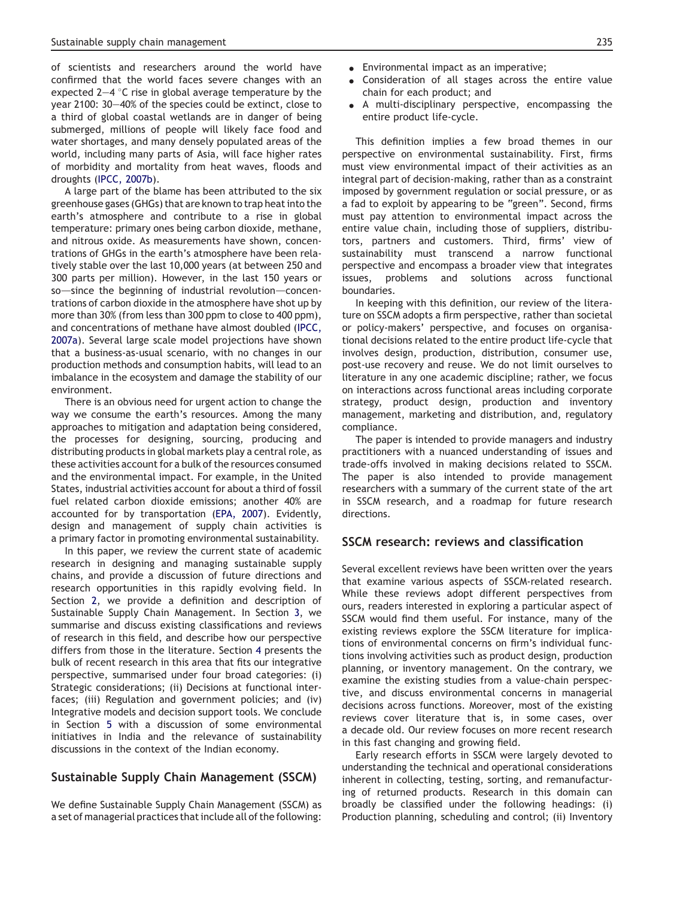of scientists and researchers around the world have confirmed that the world faces severe changes with an expected 2–4 °C rise in global average temperature by the year 2100: 30–40% of the species could be extinct, close to a third of global coastal wetlands are in danger of being submerged, millions of people will likely face food and water shortages, and many densely populated areas of the world, including many parts of Asia, will face higher rates of morbidity and mortality from heat waves, floods and droughts (IPCC, 2007b).

A large part of the blame has been attributed to the six greenhouse gases (GHGs) that are known to trap heat into the earth's atmosphere and contribute to a rise in global temperature: primary ones being carbon dioxide, methane, and nitrous oxide. As measurements have shown, concentrations of GHGs in the earth's atmosphere have been relatively stable over the last 10,000 years (at between 250 and 300 parts per million). However, in the last 150 years or so—since the beginning of industrial revolution—concentrations of carbon dioxide in the atmosphere have shot up by more than 30% (from less than 300 ppm to close to 400 ppm), and concentrations of methane have almost doubled (IPCC, 2007a). Several large scale model projections have shown that a business-as-usual scenario, with no changes in our production methods and consumption habits, will lead to an imbalance in the ecosystem and damage the stability of our environment.

There is an obvious need for urgent action to change the way we consume the earth's resources. Among the many approaches to mitigation and adaptation being considered, the processes for designing, sourcing, producing and distributing products in global markets play a central role, as these activities account for a bulk of the resources consumed and the environmental impact. For example, in the United States, industrial activities account for about a third of fossil fuel related carbon dioxide emissions; another 40% are accounted for by transportation (EPA, 2007). Evidently, design and management of supply chain activities is a primary factor in promoting environmental sustainability.

In this paper, we review the current state of academic research in designing and managing sustainable supply chains, and provide a discussion of future directions and research opportunities in this rapidly evolving field. In Section 2, we provide a definition and description of Sustainable Supply Chain Management. In Section 3, we summarise and discuss existing classifications and reviews of research in this field, and describe how our perspective differs from those in the literature. Section 4 presents the bulk of recent research in this area that fits our integrative perspective, summarised under four broad categories: (i) Strategic considerations; (ii) Decisions at functional interfaces; (iii) Regulation and government policies; and (iv) Integrative models and decision support tools. We conclude in Section 5 with a discussion of some environmental initiatives in India and the relevance of sustainability discussions in the context of the Indian economy.

## Sustainable Supply Chain Management (SSCM)

We define Sustainable Supply Chain Management (SSCM) as a set of managerial practices that include all of the following:

- Environmental impact as an imperative;
- Consideration of all stages across the entire value chain for each product; and
- A multi-disciplinary perspective, encompassing the entire product life-cycle.

This definition implies a few broad themes in our perspective on environmental sustainability. First, firms must view environmental impact of their activities as an integral part of decision-making, rather than as a constraint imposed by government regulation or social pressure, or as a fad to exploit by appearing to be "green". Second, firms must pay attention to environmental impact across the entire value chain, including those of suppliers, distributors, partners and customers. Third, firms' view of sustainability must transcend a narrow functional perspective and encompass a broader view that integrates issues, problems and solutions across functional boundaries.

In keeping with this definition, our review of the literature on SSCM adopts a firm perspective, rather than societal or policy-makers' perspective, and focuses on organisational decisions related to the entire product life-cycle that involves design, production, distribution, consumer use, post-use recovery and reuse. We do not limit ourselves to literature in any one academic discipline; rather, we focus on interactions across functional areas including corporate strategy, product design, production and inventory management, marketing and distribution, and, regulatory compliance.

The paper is intended to provide managers and industry practitioners with a nuanced understanding of issues and trade-offs involved in making decisions related to SSCM. The paper is also intended to provide management researchers with a summary of the current state of the art in SSCM research, and a roadmap for future research directions.

## SSCM research: reviews and classification

Several excellent reviews have been written over the years that examine various aspects of SSCM-related research. While these reviews adopt different perspectives from ours, readers interested in exploring a particular aspect of SSCM would find them useful. For instance, many of the existing reviews explore the SSCM literature for implications of environmental concerns on firm's individual functions involving activities such as product design, production planning, or inventory management. On the contrary, we examine the existing studies from a value-chain perspective, and discuss environmental concerns in managerial decisions across functions. Moreover, most of the existing reviews cover literature that is, in some cases, over a decade old. Our review focuses on more recent research in this fast changing and growing field.

Early research efforts in SSCM were largely devoted to understanding the technical and operational considerations inherent in collecting, testing, sorting, and remanufacturing of returned products. Research in this domain can broadly be classified under the following headings: (i) Production planning, scheduling and control; (ii) Inventory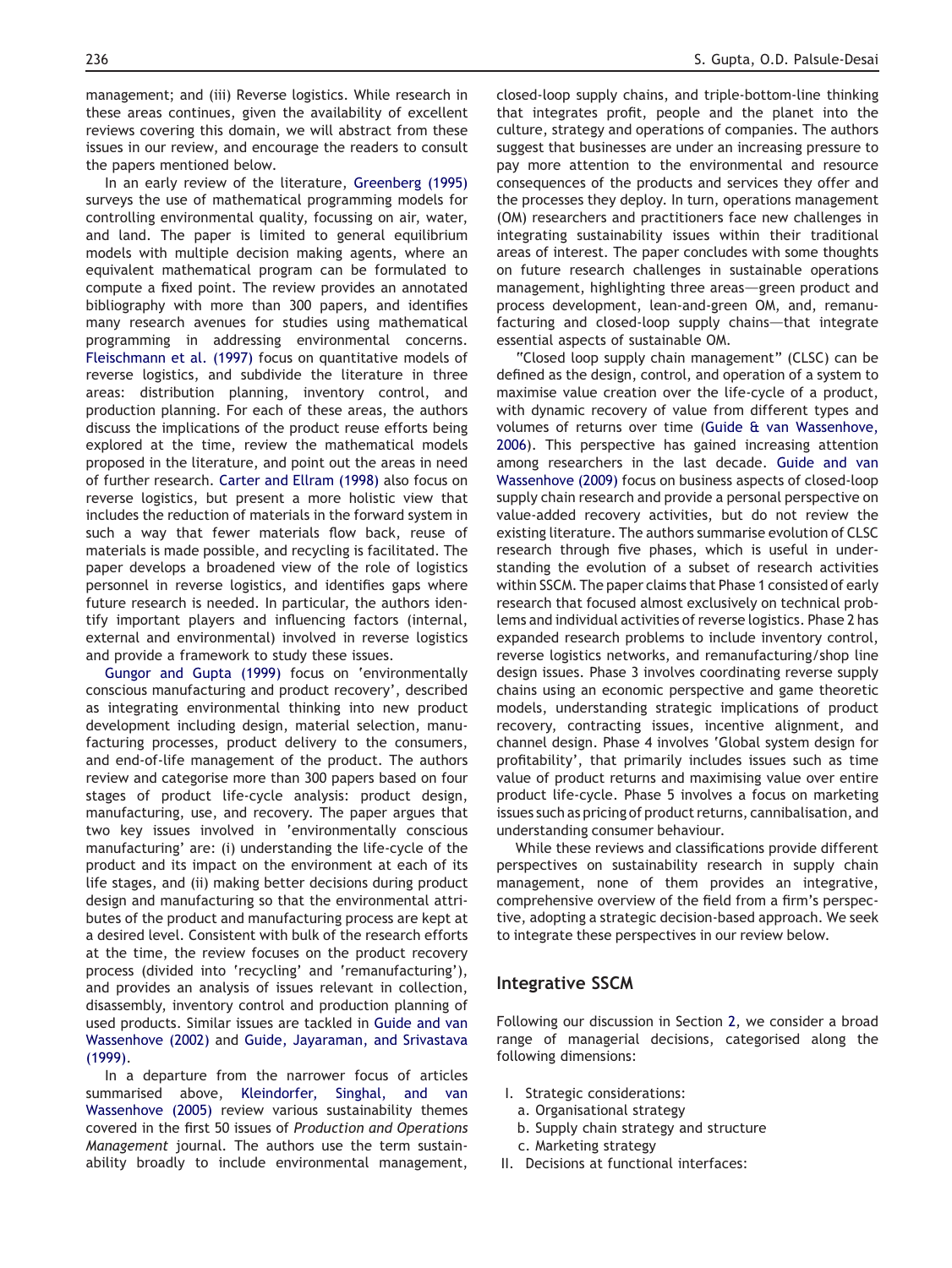management; and (iii) Reverse logistics. While research in these areas continues, given the availability of excellent reviews covering this domain, we will abstract from these issues in our review, and encourage the readers to consult the papers mentioned below.

In an early review of the literature, Greenberg (1995) surveys the use of mathematical programming models for controlling environmental quality, focussing on air, water, and land. The paper is limited to general equilibrium models with multiple decision making agents, where an equivalent mathematical program can be formulated to compute a fixed point. The review provides an annotated bibliography with more than 300 papers, and identifies many research avenues for studies using mathematical programming in addressing environmental concerns. Fleischmann et al. (1997) focus on quantitative models of reverse logistics, and subdivide the literature in three areas: distribution planning, inventory control, and production planning. For each of these areas, the authors discuss the implications of the product reuse efforts being explored at the time, review the mathematical models proposed in the literature, and point out the areas in need of further research. Carter and Ellram (1998) also focus on reverse logistics, but present a more holistic view that includes the reduction of materials in the forward system in such a way that fewer materials flow back, reuse of materials is made possible, and recycling is facilitated. The paper develops a broadened view of the role of logistics personnel in reverse logistics, and identifies gaps where future research is needed. In particular, the authors identify important players and influencing factors (internal, external and environmental) involved in reverse logistics and provide a framework to study these issues.

Gungor and Gupta (1999) focus on 'environmentally conscious manufacturing and product recovery', described as integrating environmental thinking into new product development including design, material selection, manufacturing processes, product delivery to the consumers, and end-of-life management of the product. The authors review and categorise more than 300 papers based on four stages of product life-cycle analysis: product design, manufacturing, use, and recovery. The paper argues that two key issues involved in 'environmentally conscious manufacturing' are: (i) understanding the life-cycle of the product and its impact on the environment at each of its life stages, and (ii) making better decisions during product design and manufacturing so that the environmental attributes of the product and manufacturing process are kept at a desired level. Consistent with bulk of the research efforts at the time, the review focuses on the product recovery process (divided into 'recycling' and 'remanufacturing'), and provides an analysis of issues relevant in collection, disassembly, inventory control and production planning of used products. Similar issues are tackled in Guide and van Wassenhove (2002) and Guide, Jayaraman, and Srivastava (1999).

In a departure from the narrower focus of articles summarised above, Kleindorfer, Singhal, and van Wassenhove (2005) review various sustainability themes covered in the first 50 issues of *Production and Operations Management* journal. The authors use the term sustainability broadly to include environmental management, closed-loop supply chains, and triple-bottom-line thinking that integrates profit, people and the planet into the culture, strategy and operations of companies. The authors suggest that businesses are under an increasing pressure to pay more attention to the environmental and resource consequences of the products and services they offer and the processes they deploy. In turn, operations management (OM) researchers and practitioners face new challenges in integrating sustainability issues within their traditional areas of interest. The paper concludes with some thoughts on future research challenges in sustainable operations management, highlighting three areas—green product and process development, lean-and-green OM, and, remanufacturing and closed-loop supply chains—that integrate essential aspects of sustainable OM.

"Closed loop supply chain management" (CLSC) can be defined as the design, control, and operation of a system to maximise value creation over the life-cycle of a product, with dynamic recovery of value from different types and volumes of returns over time (Guide & van Wassenhove, 2006). This perspective has gained increasing attention among researchers in the last decade. Guide and van Wassenhove (2009) focus on business aspects of closed-loop supply chain research and provide a personal perspective on value-added recovery activities, but do not review the existing literature. The authors summarise evolution of CLSC research through five phases, which is useful in understanding the evolution of a subset of research activities within SSCM. The paper claims that Phase 1 consisted of early research that focused almost exclusively on technical problems and individual activities of reverse logistics. Phase 2 has expanded research problems to include inventory control, reverse logistics networks, and remanufacturing/shop line design issues. Phase 3 involves coordinating reverse supply chains using an economic perspective and game theoretic models, understanding strategic implications of product recovery, contracting issues, incentive alignment, and channel design. Phase 4 involves 'Global system design for profitability', that primarily includes issues such as time value of product returns and maximising value over entire product life-cycle. Phase 5 involves a focus on marketing issues such as pricing of product returns, cannibalisation, and understanding consumer behaviour.

While these reviews and classifications provide different perspectives on sustainability research in supply chain management, none of them provides an integrative, comprehensive overview of the field from a firm's perspective, adopting a strategic decision-based approach. We seek to integrate these perspectives in our review below.

## Integrative SSCM

Following our discussion in Section 2, we consider a broad range of managerial decisions, categorised along the following dimensions:

I. Strategic considerations:
   a. Organisational strategy
   b. Supply chain strategy and structure
   c. Marketing strategy

II. Decisions at functional interfaces: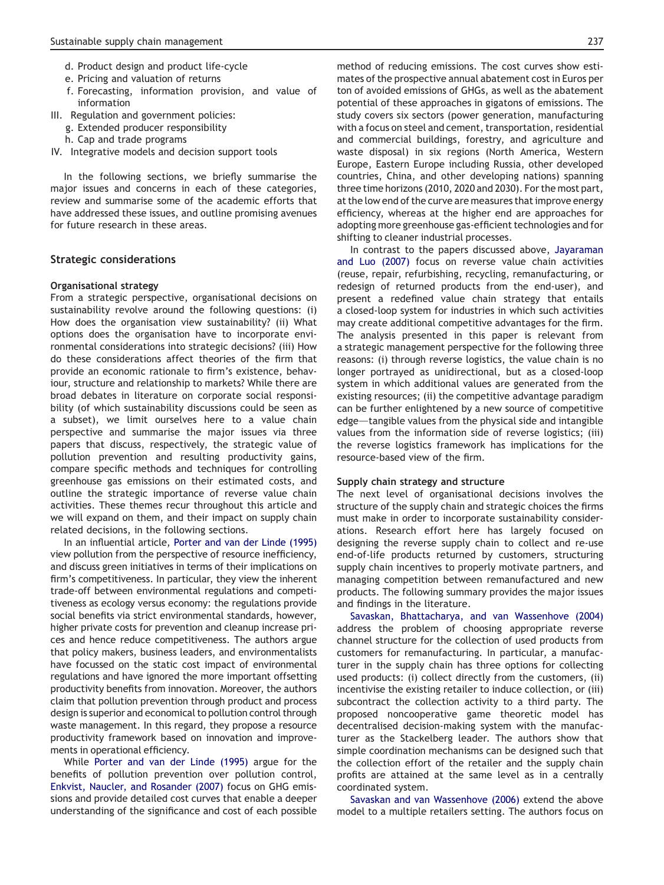- d. Product design and product life-cycle
- e. Pricing and valuation of returns
- f. Forecasting, information provision, and value of information

III. Regulation and government policies:

- g. Extended producer responsibility
- h. Cap and trade programs

IV. Integrative models and decision support tools

In the following sections, we briefly summarise the major issues and concerns in each of these categories, review and summarise some of the academic efforts that have addressed these issues, and outline promising avenues for future research in these areas.

## Strategic considerations

### Organisational strategy

From a strategic perspective, organisational decisions on sustainability revolve around the following questions: (i) How does the organisation view sustainability? (ii) What options does the organisation have to incorporate environmental considerations into strategic decisions? (iii) How do these considerations affect theories of the firm that provide an economic rationale to firm's existence, behaviour, structure and relationship to markets? While there are broad debates in literature on corporate social responsibility (of which sustainability discussions could be seen as a subset), we limit ourselves here to a value chain perspective and summarise the major issues via three papers that discuss, respectively, the strategic value of pollution prevention and resulting productivity gains, compare specific methods and techniques for controlling greenhouse gas emissions on their estimated costs, and outline the strategic importance of reverse value chain activities. These themes recur throughout this article and we will expand on them, and their impact on supply chain related decisions, in the following sections.

In an influential article, Porter and van der Linde (1995) view pollution from the perspective of resource inefficiency, and discuss green initiatives in terms of their implications on firm's competitiveness. In particular, they view the inherent trade-off between environmental regulations and competitiveness as ecology versus economy: the regulations provide social benefits via strict environmental standards, however, higher private costs for prevention and cleanup increase prices and hence reduce competitiveness. The authors argue that policy makers, business leaders, and environmentalists have focussed on the static cost impact of environmental regulations and have ignored the more important offsetting productivity benefits from innovation. Moreover, the authors claim that pollution prevention through product and process design is superior and economical to pollution control through waste management. In this regard, they propose a resource productivity framework based on innovation and improvements in operational efficiency.

While Porter and van der Linde (1995) argue for the benefits of pollution prevention over pollution control, Enkvist, Naucler, and Rosander (2007) focus on GHG emissions and provide detailed cost curves that enable a deeper understanding of the significance and cost of each possible method of reducing emissions. The cost curves show estimates of the prospective annual abatement cost in Euros per ton of avoided emissions of GHGs, as well as the abatement potential of these approaches in gigatons of emissions. The study covers six sectors (power generation, manufacturing with a focus on steel and cement, transportation, residential and commercial buildings, forestry, and agriculture and waste disposal) in six regions (North America, Western Europe, Eastern Europe including Russia, other developed countries, China, and other developing nations) spanning three time horizons (2010, 2020 and 2030). For the most part, at the low end of the curve are measures that improve energy efficiency, whereas at the higher end are approaches for adopting more greenhouse gas-efficient technologies and for shifting to cleaner industrial processes.

In contrast to the papers discussed above, Jayaraman and Luo (2007) focus on reverse value chain activities (reuse, repair, refurbishing, recycling, remanufacturing, or redesign of returned products from the end-user), and present a redefined value chain strategy that entails a closed-loop system for industries in which such activities may create additional competitive advantages for the firm. The analysis presented in this paper is relevant from a strategic management perspective for the following three reasons: (i) through reverse logistics, the value chain is no longer portrayed as unidirectional, but as a closed-loop system in which additional values are generated from the existing resources; (ii) the competitive advantage paradigm can be further enlightened by a new source of competitive edge—tangible values from the physical side and intangible values from the information side of reverse logistics; (iii) the reverse logistics framework has implications for the resource-based view of the firm.

### Supply chain strategy and structure

The next level of organisational decisions involves the structure of the supply chain and strategic choices the firms must make in order to incorporate sustainability considerations. Research effort here has largely focused on designing the reverse supply chain to collect and re-use end-of-life products returned by customers, structuring supply chain incentives to properly motivate partners, and managing competition between remanufactured and new products. The following summary provides the major issues and findings in the literature.

Savaskan, Bhattacharya, and van Wassenhove (2004) address the problem of choosing appropriate reverse channel structure for the collection of used products from customers for remanufacturing. In particular, a manufacturer in the supply chain has three options for collecting used products: (i) collect directly from the customers, (ii) incentivise the existing retailer to induce collection, or (iii) subcontract the collection activity to a third party. The proposed noncooperative game theoretic model has decentralised decision-making system with the manufacturer as the Stackelberg leader. The authors show that simple coordination mechanisms can be designed such that the collection effort of the retailer and the supply chain profits are attained at the same level as in a centrally coordinated system.

Savaskan and van Wassenhove (2006) extend the above model to a multiple retailers setting. The authors focus on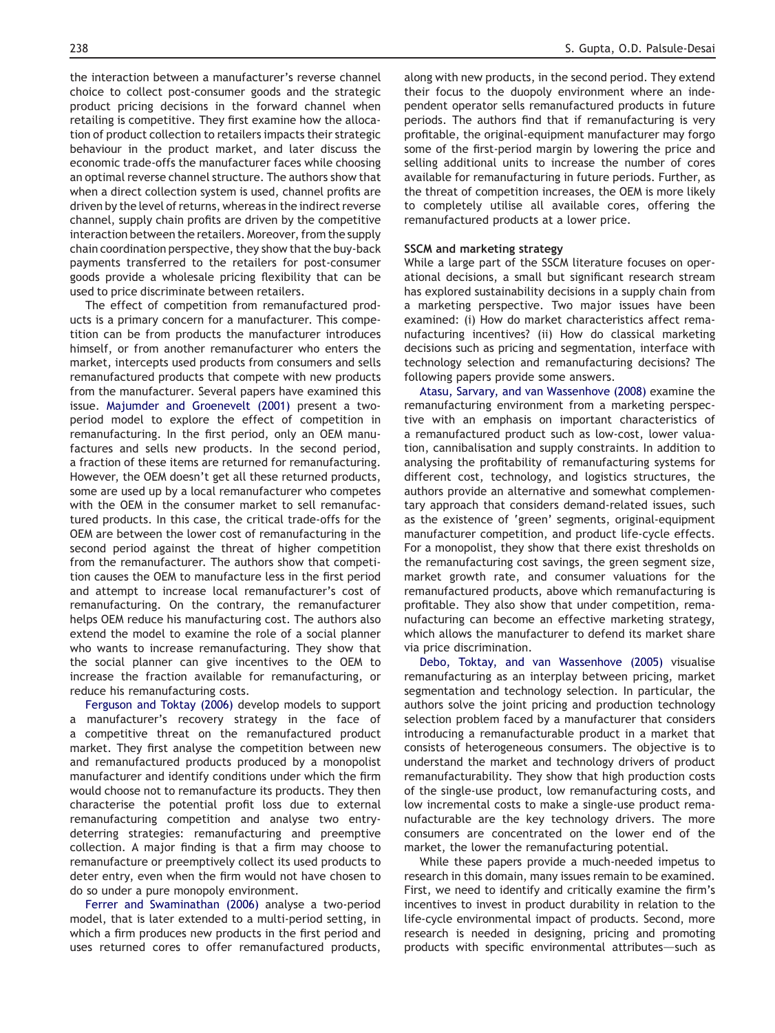the interaction between a manufacturer's reverse channel choice to collect post-consumer goods and the strategic product pricing decisions in the forward channel when retailing is competitive. They first examine how the allocation of product collection to retailers impacts their strategic behaviour in the product market, and later discuss the economic trade-offs the manufacturer faces while choosing an optimal reverse channel structure. The authors show that when a direct collection system is used, channel profits are driven by the level of returns, whereas in the indirect reverse channel, supply chain profits are driven by the competitive interaction between the retailers. Moreover, from the supply chain coordination perspective, they show that the buy-back payments transferred to the retailers for post-consumer goods provide a wholesale pricing flexibility that can be used to price discriminate between retailers.

The effect of competition from remanufactured products is a primary concern for a manufacturer. This competition can be from products the manufacturer introduces himself, or from another remanufacturer who enters the market, intercepts used products from consumers and sells remanufactured products that compete with new products from the manufacturer. Several papers have examined this issue. Majumder and Groenevelt (2001) present a two-period model to explore the effect of competition in remanufacturing. In the first period, only an OEM manufactures and sells new products. In the second period, a fraction of these items are returned for remanufacturing. However, the OEM doesn't get all these returned products, some are used up by a local remanufacturer who competes with the OEM in the consumer market to sell remanufactured products. In this case, the critical trade-offs for the OEM are between the lower cost of remanufacturing in the second period against the threat of higher competition from the remanufacturer. The authors show that competition causes the OEM to manufacture less in the first period and attempt to increase local remanufacturer's cost of remanufacturing. On the contrary, the remanufacturer helps OEM reduce his manufacturing cost. The authors also extend the model to examine the role of a social planner who wants to increase remanufacturing. They show that the social planner can give incentives to the OEM to increase the fraction available for remanufacturing, or reduce his remanufacturing costs.

Ferguson and Toktay (2006) develop models to support a manufacturer's recovery strategy in the face of a competitive threat on the remanufactured product market. They first analyse the competition between new and remanufactured products produced by a monopolist manufacturer and identify conditions under which the firm would choose not to remanufacture its products. They then characterise the potential profit loss due to external remanufacturing competition and analyse two entry-deterring strategies: remanufacturing and preemptive collection. A major finding is that a firm may choose to remanufacture or preemptively collect its used products to deter entry, even when the firm would not have chosen to do so under a pure monopoly environment.

Ferrer and Swaminathan (2006) analyse a two-period model, that is later extended to a multi-period setting, in which a firm produces new products in the first period and uses returned cores to offer remanufactured products, along with new products, in the second period. They extend their focus to the duopoly environment where an independent operator sells remanufactured products in future periods. The authors find that if remanufacturing is very profitable, the original-equipment manufacturer may forgo some of the first-period margin by lowering the price and selling additional units to increase the number of cores available for remanufacturing in future periods. Further, as the threat of competition increases, the OEM is more likely to completely utilise all available cores, offering the remanufactured products at a lower price.

### SSCM and marketing strategy

While a large part of the SSCM literature focuses on operational decisions, a small but significant research stream has explored sustainability decisions in a supply chain from a marketing perspective. Two major issues have been examined: (i) How do market characteristics affect remanufacturing incentives? (ii) How do classical marketing decisions such as pricing and segmentation, interface with technology selection and remanufacturing decisions? The following papers provide some answers.

Atasu, Sarvary, and van Wassenhove (2008) examine the remanufacturing environment from a marketing perspective with an emphasis on important characteristics of a remanufactured product such as low-cost, lower valuation, cannibalisation and supply constraints. In addition to analysing the profitability of remanufacturing systems for different cost, technology, and logistics structures, the authors provide an alternative and somewhat complementary approach that considers demand-related issues, such as the existence of 'green' segments, original-equipment manufacturer competition, and product life-cycle effects. For a monopolist, they show that there exist thresholds on the remanufacturing cost savings, the green segment size, market growth rate, and consumer valuations for the remanufactured products, above which remanufacturing is profitable. They also show that under competition, remanufacturing can become an effective marketing strategy, which allows the manufacturer to defend its market share via price discrimination.

Debo, Toktay, and van Wassenhove (2005) visualise remanufacturing as an interplay between pricing, market segmentation and technology selection. In particular, the authors solve the joint pricing and production technology selection problem faced by a manufacturer that considers introducing a remanufacturable product in a market that consists of heterogeneous consumers. The objective is to understand the market and technology drivers of product remanufacturability. They show that high production costs of the single-use product, low remanufacturing costs, and low incremental costs to make a single-use product remanufacturable are the key technology drivers. The more consumers are concentrated on the lower end of the market, the lower the remanufacturing potential.

While these papers provide a much-needed impetus to research in this domain, many issues remain to be examined. First, we need to identify and critically examine the firm's incentives to invest in product durability in relation to the life-cycle environmental impact of products. Second, more research is needed in designing, pricing and promoting products with specific environmental attributes—such as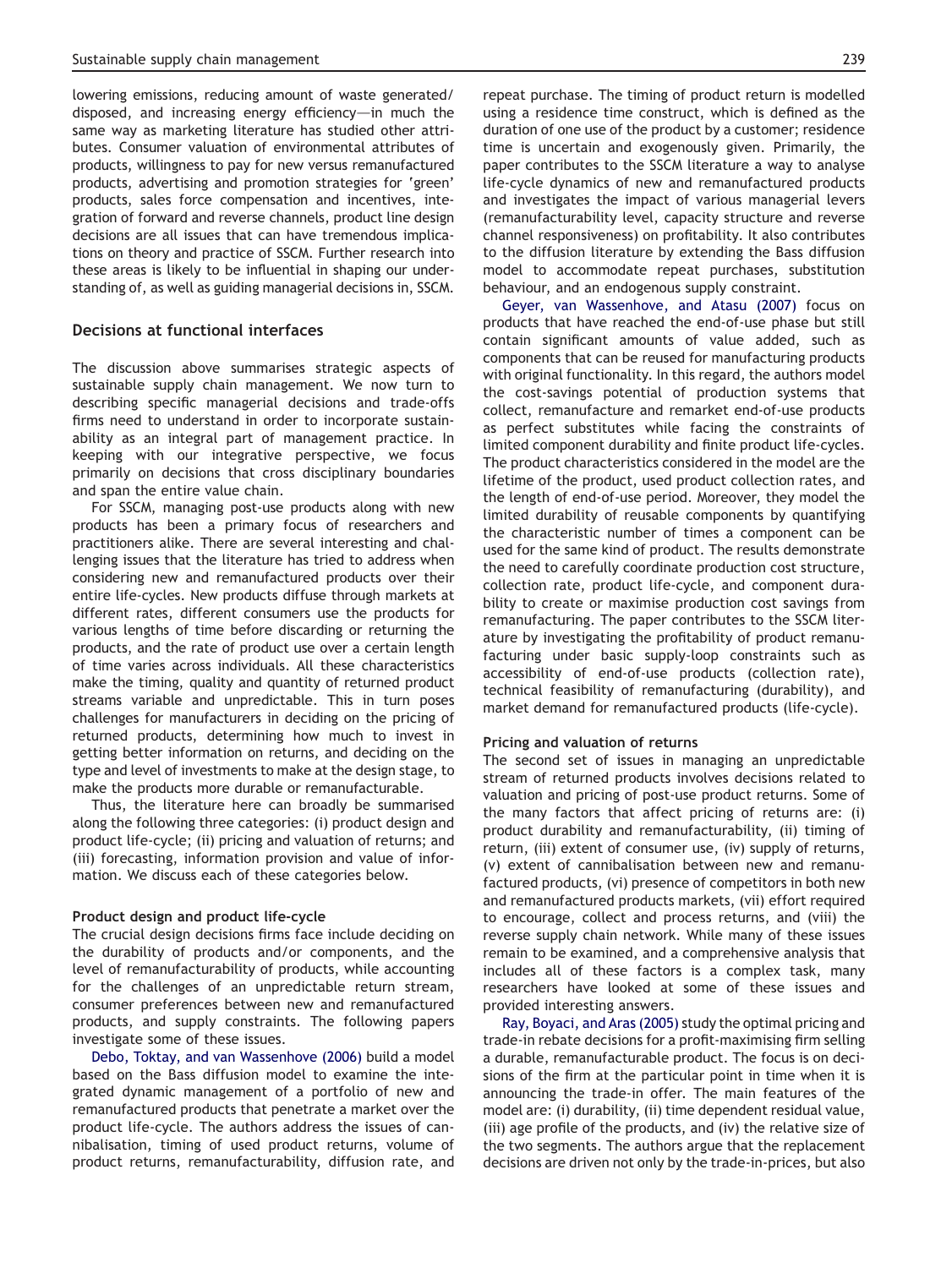lowering emissions, reducing amount of waste generated/disposed, and increasing energy efficiency—in much the same way as marketing literature has studied other attributes. Consumer valuation of environmental attributes of products, willingness to pay for new versus remanufactured products, advertising and promotion strategies for 'green' products, sales force compensation and incentives, integration of forward and reverse channels, product line design decisions are all issues that can have tremendous implications on theory and practice of SSCM. Further research into these areas is likely to be influential in shaping our understanding of, as well as guiding managerial decisions in, SSCM.

## Decisions at functional interfaces

The discussion above summarises strategic aspects of sustainable supply chain management. We now turn to describing specific managerial decisions and trade-offs firms need to understand in order to incorporate sustainability as an integral part of management practice. In keeping with our integrative perspective, we focus primarily on decisions that cross disciplinary boundaries and span the entire value chain.

For SSCM, managing post-use products along with new products has been a primary focus of researchers and practitioners alike. There are several interesting and challenging issues that the literature has tried to address when considering new and remanufactured products over their entire life-cycles. New products diffuse through markets at different rates, different consumers use the products for various lengths of time before discarding or returning the products, and the rate of product use over a certain length of time varies across individuals. All these characteristics make the timing, quality and quantity of returned product streams variable and unpredictable. This in turn poses challenges for manufacturers in deciding on the pricing of returned products, determining how much to invest in getting better information on returns, and deciding on the type and level of investments to make at the design stage, to make the products more durable or remanufacturable.

Thus, the literature here can broadly be summarised along the following three categories: (i) product design and product life-cycle; (ii) pricing and valuation of returns; and (iii) forecasting, information provision and value of information. We discuss each of these categories below.

### Product design and product life-cycle

The crucial design decisions firms face include deciding on the durability of products and/or components, and the level of remanufacturability of products, while accounting for the challenges of an unpredictable return stream, consumer preferences between new and remanufactured products, and supply constraints. The following papers investigate some of these issues.

Debo, Toktay, and van Wassenhove (2006) build a model based on the Bass diffusion model to examine the integrated dynamic management of a portfolio of new and remanufactured products that penetrate a market over the product life-cycle. The authors address the issues of cannibalisation, timing of used product returns, volume of product returns, remanufacturability, diffusion rate, and repeat purchase. The timing of product return is modelled using a residence time construct, which is defined as the duration of one use of the product by a customer; residence time is uncertain and exogenously given. Primarily, the paper contributes to the SSCM literature a way to analyse life-cycle dynamics of new and remanufactured products and investigates the impact of various managerial levers (remanufacturability level, capacity structure and reverse channel responsiveness) on profitability. It also contributes to the diffusion literature by extending the Bass diffusion model to accommodate repeat purchases, substitution behaviour, and an endogenous supply constraint.

Geyer, van Wassenhove, and Atasu (2007) focus on products that have reached the end-of-use phase but still contain significant amounts of value added, such as components that can be reused for manufacturing products with original functionality. In this regard, the authors model the cost-savings potential of production systems that collect, remanufacture and remarket end-of-use products as perfect substitutes while facing the constraints of limited component durability and finite product life-cycles. The product characteristics considered in the model are the lifetime of the product, used product collection rates, and the length of end-of-use period. Moreover, they model the limited durability of reusable components by quantifying the characteristic number of times a component can be used for the same kind of product. The results demonstrate the need to carefully coordinate production cost structure, collection rate, product life-cycle, and component durability to create or maximise production cost savings from remanufacturing. The paper contributes to the SSCM literature by investigating the profitability of product remanufacturing under basic supply-loop constraints such as accessibility of end-of-use products (collection rate), technical feasibility of remanufacturing (durability), and market demand for remanufactured products (life-cycle).

### Pricing and valuation of returns

The second set of issues in managing an unpredictable stream of returned products involves decisions related to valuation and pricing of post-use product returns. Some of the many factors that affect pricing of returns are: (i) product durability and remanufacturability, (ii) timing of return, (iii) extent of consumer use, (iv) supply of returns, (v) extent of cannibalisation between new and remanufactured products, (vi) presence of competitors in both new and remanufactured products markets, (vii) effort required to encourage, collect and process returns, and (viii) the reverse supply chain network. While many of these issues remain to be examined, and a comprehensive analysis that includes all of these factors is a complex task, many researchers have looked at some of these issues and provided interesting answers.

Ray, Boyaci, and Aras (2005) study the optimal pricing and trade-in rebate decisions for a profit-maximising firm selling a durable, remanufacturable product. The focus is on decisions of the firm at the particular point in time when it is announcing the trade-in offer. The main features of the model are: (i) durability, (ii) time dependent residual value, (iii) age profile of the products, and (iv) the relative size of the two segments. The authors argue that the replacement decisions are driven not only by the trade-in-prices, but also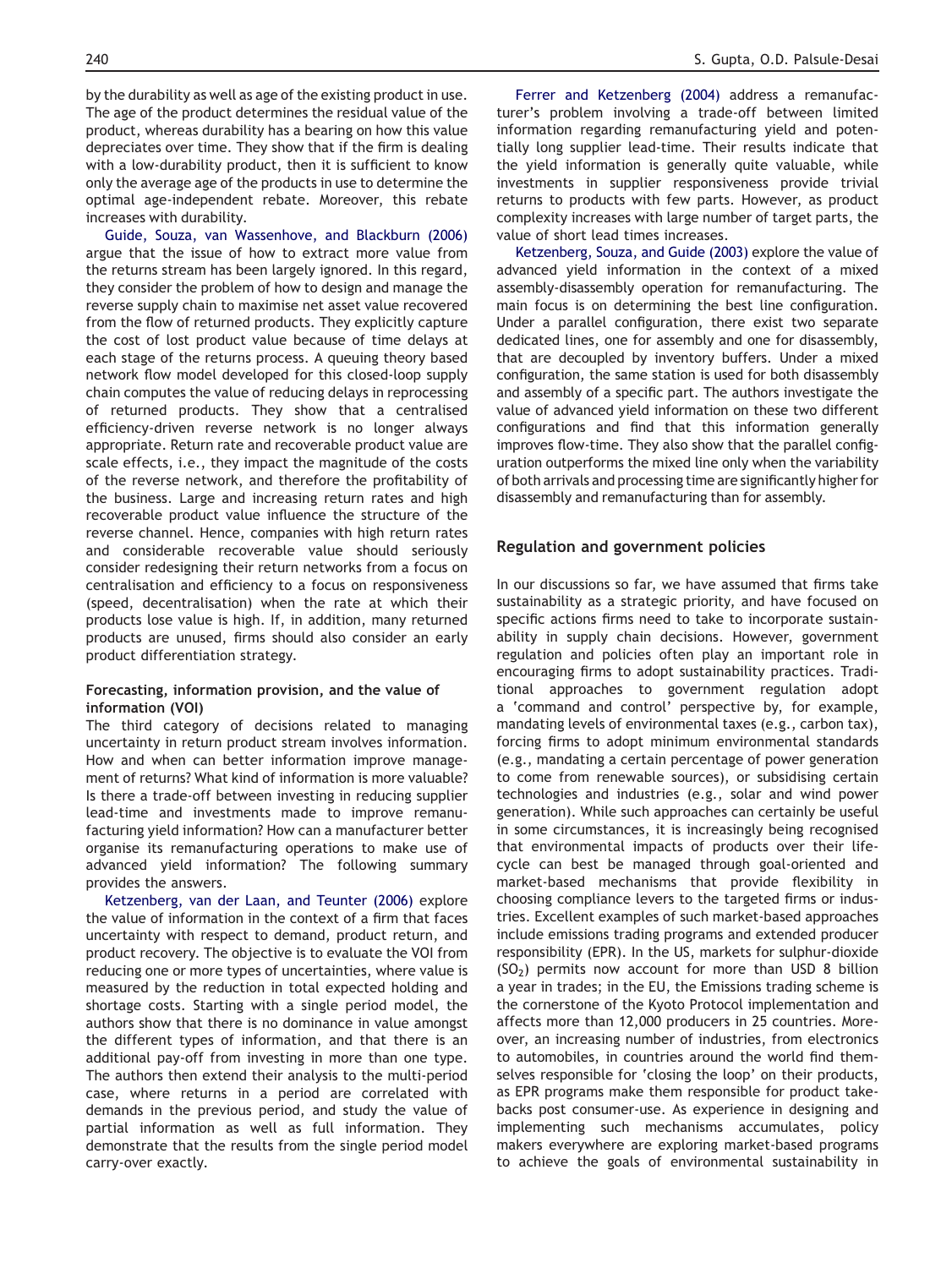by the durability as well as age of the existing product in use. The age of the product determines the residual value of the product, whereas durability has a bearing on how this value depreciates over time. They show that if the firm is dealing with a low-durability product, then it is sufficient to know only the average age of the products in use to determine the optimal age-independent rebate. Moreover, this rebate increases with durability.

Guide, Souza, van Wassenhove, and Blackburn (2006) argue that the issue of how to extract more value from the returns stream has been largely ignored. In this regard, they consider the problem of how to design and manage the reverse supply chain to maximise net asset value recovered from the flow of returned products. They explicitly capture the cost of lost product value because of time delays at each stage of the returns process. A queuing theory based network flow model developed for this closed-loop supply chain computes the value of reducing delays in reprocessing of returned products. They show that a centralised efficiency-driven reverse network is no longer always appropriate. Return rate and recoverable product value are scale effects, i.e., they impact the magnitude of the costs of the reverse network, and therefore the profitability of the business. Large and increasing return rates and high recoverable product value influence the structure of the reverse channel. Hence, companies with high return rates and considerable recoverable value should seriously consider redesigning their return networks from a focus on centralisation and efficiency to a focus on responsiveness (speed, decentralisation) when the rate at which their products lose value is high. If, in addition, many returned products are unused, firms should also consider an early product differentiation strategy.

#### Forecasting, information provision, and the value of information (VOI)

The third category of decisions related to managing uncertainty in return product stream involves information. How and when can better information improve management of returns? What kind of information is more valuable? Is there a trade-off between investing in reducing supplier lead-time and investments made to improve remanufacturing yield information? How can a manufacturer better organise its remanufacturing operations to make use of advanced yield information? The following summary provides the answers.

Ketzenberg, van der Laan, and Teunter (2006) explore the value of information in the context of a firm that faces uncertainty with respect to demand, product return, and product recovery. The objective is to evaluate the VOI from reducing one or more types of uncertainties, where value is measured by the reduction in total expected holding and shortage costs. Starting with a single period model, the authors show that there is no dominance in value amongst the different types of information, and that there is an additional pay-off from investing in more than one type. The authors then extend their analysis to the multi-period case, where returns in a period are correlated with demands in the previous period, and study the value of partial information as well as full information. They demonstrate that the results from the single period model carry-over exactly.

Ferrer and Ketzenberg (2004) address a remanufacturer's problem involving a trade-off between limited information regarding remanufacturing yield and potentially long supplier lead-time. Their results indicate that the yield information is generally quite valuable, while investments in supplier responsiveness provide trivial returns to products with few parts. However, as product complexity increases with large number of target parts, the value of short lead times increases.

Ketzenberg, Souza, and Guide (2003) explore the value of advanced yield information in the context of a mixed assembly-disassembly operation for remanufacturing. The main focus is on determining the best line configuration. Under a parallel configuration, there exist two separate dedicated lines, one for assembly and one for disassembly, that are decoupled by inventory buffers. Under a mixed configuration, the same station is used for both disassembly and assembly of a specific part. The authors investigate the value of advanced yield information on these two different configurations and find that this information generally improves flow-time. They also show that the parallel configuration outperforms the mixed line only when the variability of both arrivals and processing time are significantly higher for disassembly and remanufacturing than for assembly.

### Regulation and government policies

In our discussions so far, we have assumed that firms take sustainability as a strategic priority, and have focused on specific actions firms need to take to incorporate sustainability in supply chain decisions. However, government regulation and policies often play an important role in encouraging firms to adopt sustainability practices. Traditional approaches to government regulation adopt a 'command and control' perspective by, for example, mandating levels of environmental taxes (e.g., carbon tax), forcing firms to adopt minimum environmental standards (e.g., mandating a certain percentage of power generation to come from renewable sources), or subsidising certain technologies and industries (e.g., solar and wind power generation). While such approaches can certainly be useful in some circumstances, it is increasingly being recognised that environmental impacts of products over their lifecycle can best be managed through goal-oriented and market-based mechanisms that provide flexibility in choosing compliance levers to the targeted firms or industries. Excellent examples of such market-based approaches include emissions trading programs and extended producer responsibility (EPR). In the US, markets for sulphur-dioxide ($SO_2$) permits now account for more than USD 8 billion a year in trades; in the EU, the Emissions trading scheme is the cornerstone of the Kyoto Protocol implementation and affects more than 12,000 producers in 25 countries. Moreover, an increasing number of industries, from electronics to automobiles, in countries around the world find themselves responsible for 'closing the loop' on their products, as EPR programs make them responsible for product takebacks post consumer-use. As experience in designing and implementing such mechanisms accumulates, policy makers everywhere are exploring market-based programs to achieve the goals of environmental sustainability in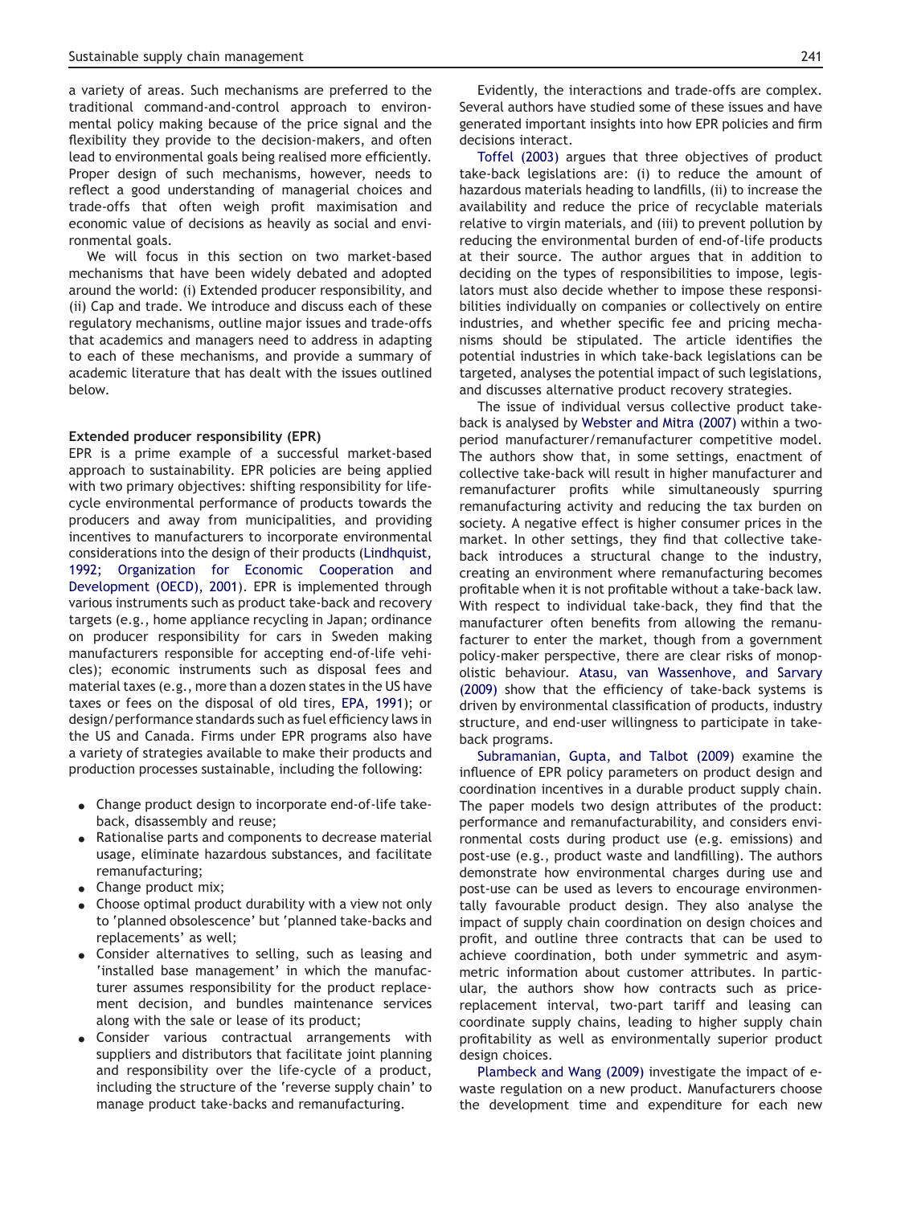a variety of areas. Such mechanisms are preferred to the traditional command-and-control approach to environmental policy making because of the price signal and the flexibility they provide to the decision-makers, and often lead to environmental goals being realised more efficiently. Proper design of such mechanisms, however, needs to reflect a good understanding of managerial choices and trade-offs that often weigh profit maximisation and economic value of decisions as heavily as social and environmental goals.

We will focus in this section on two market-based mechanisms that have been widely debated and adopted around the world: (i) Extended producer responsibility, and (ii) Cap and trade. We introduce and discuss each of these regulatory mechanisms, outline major issues and trade-offs that academics and managers need to address in adapting to each of these mechanisms, and provide a summary of academic literature that has dealt with the issues outlined below.

**Extended producer responsibility (EPR)**

EPR is a prime example of a successful market-based approach to sustainability. EPR policies are being applied with two primary objectives: shifting responsibility for life-cycle environmental performance of products towards the producers and away from municipalities, and providing incentives to manufacturers to incorporate environmental considerations into the design of their products (Lindhquist, 1992; Organization for Economic Cooperation and Development (OECD), 2001). EPR is implemented through various instruments such as product take-back and recovery targets (e.g., home appliance recycling in Japan; ordinance on producer responsibility for cars in Sweden making manufacturers responsible for accepting end-of-life vehicles); economic instruments such as disposal fees and material taxes (e.g., more than a dozen states in the US have taxes or fees on the disposal of old tires, EPA, 1991); or design/performance standards such as fuel efficiency laws in the US and Canada. Firms under EPR programs also have a variety of strategies available to make their products and production processes sustainable, including the following:

- Change product design to incorporate end-of-life take-back, disassembly and reuse;
- Rationalise parts and components to decrease material usage, eliminate hazardous substances, and facilitate remanufacturing;
- Change product mix;
- Choose optimal product durability with a view not only to 'planned obsolescence' but 'planned take-backs and replacements' as well;
- Consider alternatives to selling, such as leasing and 'installed base management' in which the manufacturer assumes responsibility for the product replacement decision, and bundles maintenance services along with the sale or lease of its product;
- Consider various contractual arrangements with suppliers and distributors that facilitate joint planning and responsibility over the life-cycle of a product, including the structure of the 'reverse supply chain' to manage product take-backs and remanufacturing.

Evidently, the interactions and trade-offs are complex. Several authors have studied some of these issues and have generated important insights into how EPR policies and firm decisions interact.

Toffel (2003) argues that three objectives of product take-back legislations are: (i) to reduce the amount of hazardous materials heading to landfills, (ii) to increase the availability and reduce the price of recyclable materials relative to virgin materials, and (iii) to prevent pollution by reducing the environmental burden of end-of-life products at their source. The author argues that in addition to deciding on the types of responsibilities to impose, legislators must also decide whether to impose these responsibilities individually on companies or collectively on entire industries, and whether specific fee and pricing mechanisms should be stipulated. The article identifies the potential industries in which take-back legislations can be targeted, analyses the potential impact of such legislations, and discusses alternative product recovery strategies.

The issue of individual versus collective product take-back is analysed by Webster and Mitra (2007) within a two-period manufacturer/remanufacturer competitive model. The authors show that, in some settings, enactment of collective take-back will result in higher manufacturer and remanufacturer profits while simultaneously spurring remanufacturing activity and reducing the tax burden on society. A negative effect is higher consumer prices in the market. In other settings, they find that collective take-back introduces a structural change to the industry, creating an environment where remanufacturing becomes profitable when it is not profitable without a take-back law. With respect to individual take-back, they find that the manufacturer often benefits from allowing the remanufacturer to enter the market, though from a government policy-maker perspective, there are clear risks of monopolistic behaviour. Atasu, van Wassenhove, and Sarvary (2009) show that the efficiency of take-back systems is driven by environmental classification of products, industry structure, and end-user willingness to participate in take-back programs.

Subramanian, Gupta, and Talbot (2009) examine the influence of EPR policy parameters on product design and coordination incentives in a durable product supply chain. The paper models two design attributes of the product: performance and remanufacturability, and considers environmental costs during product use (e.g. emissions) and post-use (e.g., product waste and landfilling). The authors demonstrate how environmental charges during use and post-use can be used as levers to encourage environmentally favourable product design. They also analyse the impact of supply chain coordination on design choices and profit, and outline three contracts that can be used to achieve coordination, both under symmetric and asymmetric information about customer attributes. In particular, the authors show how contracts such as price-replacement interval, two-part tariff and leasing can coordinate supply chains, leading to higher supply chain profitability as well as environmentally superior product design choices.

Plambeck and Wang (2009) investigate the impact of e-waste regulation on a new product. Manufacturers choose the development time and expenditure for each new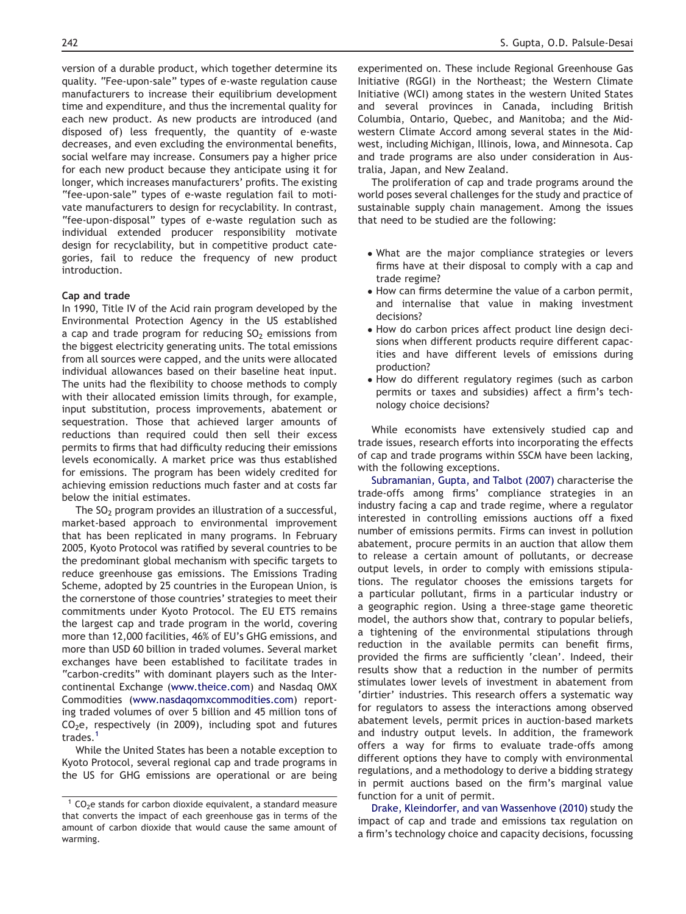version of a durable product, which together determine its quality. "Fee-upon-sale" types of e-waste regulation cause manufacturers to increase their equilibrium development time and expenditure, and thus the incremental quality for each new product. As new products are introduced (and disposed of) less frequently, the quantity of e-waste decreases, and even excluding the environmental benefits, social welfare may increase. Consumers pay a higher price for each new product because they anticipate using it for longer, which increases manufacturers' profits. The existing "fee-upon-sale" types of e-waste regulation fail to motivate manufacturers to design for recyclability. In contrast, "fee-upon-disposal" types of e-waste regulation such as individual extended producer responsibility motivate design for recyclability, but in competitive product categories, fail to reduce the frequency of new product introduction.

**Cap and trade**

In 1990, Title IV of the Acid rain program developed by the Environmental Protection Agency in the US established a cap and trade program for reducing $SO_2$ emissions from the biggest electricity generating units. The total emissions from all sources were capped, and the units were allocated individual allowances based on their baseline heat input. The units had the flexibility to choose methods to comply with their allocated emission limits through, for example, input substitution, process improvements, abatement or sequestration. Those that achieved larger amounts of reductions than required could then sell their excess permits to firms that had difficulty reducing their emissions levels economically. A market price was thus established for emissions. The program has been widely credited for achieving emission reductions much faster and at costs far below the initial estimates.

The $SO_2$ program provides an illustration of a successful, market-based approach to environmental improvement that has been replicated in many programs. In February 2005, Kyoto Protocol was ratified by several countries to be the predominant global mechanism with specific targets to reduce greenhouse gas emissions. The Emissions Trading Scheme, adopted by 25 countries in the European Union, is the cornerstone of those countries' strategies to meet their commitments under Kyoto Protocol. The EU ETS remains the largest cap and trade program in the world, covering more than 12,000 facilities, 46% of EU's GHG emissions, and more than USD 60 billion in traded volumes. Several market exchanges have been established to facilitate trades in "carbon-credits" with dominant players such as the Intercontinental Exchange (www.theice.com) and Nasdaq OMX Commodities (www.nasdaqomxcommodities.com) reporting traded volumes of over 5 billion and 45 million tons of $CO_2e$, respectively (in 2009), including spot and futures trades.[1]

While the United States has been a notable exception to Kyoto Protocol, several regional cap and trade programs in the US for GHG emissions are operational or are being experimented on. These include Regional Greenhouse Gas Initiative (RGGI) in the Northeast; the Western Climate Initiative (WCI) among states in the western United States and several provinces in Canada, including British Columbia, Ontario, Quebec, and Manitoba; and the Midwestern Climate Accord among several states in the Midwest, including Michigan, Illinois, Iowa, and Minnesota. Cap and trade programs are also under consideration in Australia, Japan, and New Zealand.

The proliferation of cap and trade programs around the world poses several challenges for the study and practice of sustainable supply chain management. Among the issues that need to be studied are the following:

- What are the major compliance strategies or levers firms have at their disposal to comply with a cap and trade regime?
- How can firms determine the value of a carbon permit, and internalise that value in making investment decisions?
- How do carbon prices affect product line design decisions when different products require different capacities and have different levels of emissions during production?
- How do different regulatory regimes (such as carbon permits or taxes and subsidies) affect a firm's technology choice decisions?

While economists have extensively studied cap and trade issues, research efforts into incorporating the effects of cap and trade programs within SSCM have been lacking, with the following exceptions.

Subramanian, Gupta, and Talbot (2007) characterise the trade-offs among firms' compliance strategies in an industry facing a cap and trade regime, where a regulator interested in controlling emissions auctions off a fixed number of emissions permits. Firms can invest in pollution abatement, procure permits in an auction that allow them to release a certain amount of pollutants, or decrease output levels, in order to comply with emissions stipulations. The regulator chooses the emissions targets for a particular pollutant, firms in a particular industry or a geographic region. Using a three-stage game theoretic model, the authors show that, contrary to popular beliefs, a tightening of the environmental stipulations through reduction in the available permits can benefit firms, provided the firms are sufficiently 'clean'. Indeed, their results show that a reduction in the number of permits stimulates lower levels of investment in abatement from 'dirtier' industries. This research offers a systematic way for regulators to assess the interactions among observed abatement levels, permit prices in auction-based markets and industry output levels. In addition, the framework offers a way for firms to evaluate trade-offs among different options they have to comply with environmental regulations, and a methodology to derive a bidding strategy in permit auctions based on the firm's marginal value function for a unit of permit.

Drake, Kleindorfer, and van Wassenhove (2010) study the impact of cap and trade and emissions tax regulation on a firm's technology choice and capacity decisions, focussing

[1] $CO_2e$ stands for carbon dioxide equivalent, a standard measure that converts the impact of each greenhouse gas in terms of the amount of carbon dioxide that would cause the same amount of warming.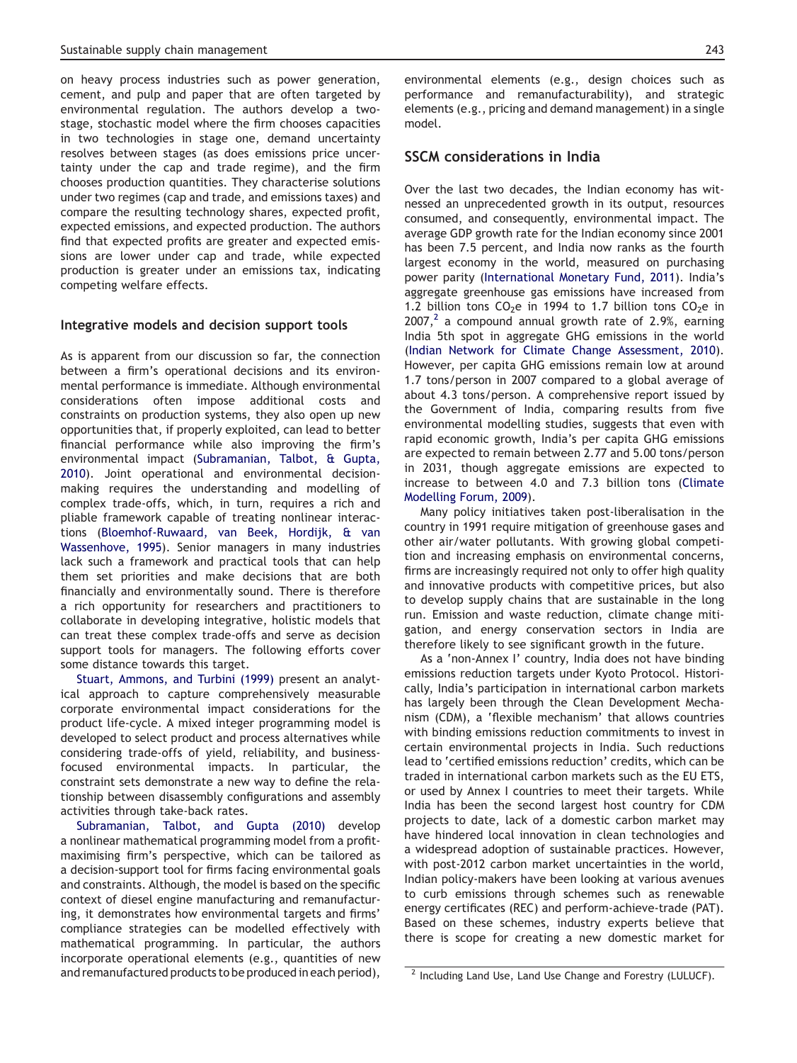on heavy process industries such as power generation, cement, and pulp and paper that are often targeted by environmental regulation. The authors develop a two-stage, stochastic model where the firm chooses capacities in two technologies in stage one, demand uncertainty resolves between stages (as does emissions price uncertainty under the cap and trade regime), and the firm chooses production quantities. They characterise solutions under two regimes (cap and trade, and emissions taxes) and compare the resulting technology shares, expected profit, expected emissions, and expected production. The authors find that expected profits are greater and expected emissions are lower under cap and trade, while expected production is greater under an emissions tax, indicating competing welfare effects.

### Integrative models and decision support tools

As is apparent from our discussion so far, the connection between a firm's operational decisions and its environmental performance is immediate. Although environmental considerations often impose additional costs and constraints on production systems, they also open up new opportunities that, if properly exploited, can lead to better financial performance while also improving the firm's environmental impact (Subramanian, Talbot, & Gupta, 2010). Joint operational and environmental decision-making requires the understanding and modelling of complex trade-offs, which, in turn, requires a rich and pliable framework capable of treating nonlinear interactions (Bloemhof-Ruwaard, van Beek, Hordijk, & van Wassenhove, 1995). Senior managers in many industries lack such a framework and practical tools that can help them set priorities and make decisions that are both financially and environmentally sound. There is therefore a rich opportunity for researchers and practitioners to collaborate in developing integrative, holistic models that can treat these complex trade-offs and serve as decision support tools for managers. The following efforts cover some distance towards this target.

Stuart, Ammons, and Turbini (1999) present an analytical approach to capture comprehensively measurable corporate environmental impact considerations for the product life-cycle. A mixed integer programming model is developed to select product and process alternatives while considering trade-offs of yield, reliability, and business-focused environmental impacts. In particular, the constraint sets demonstrate a new way to define the relationship between disassembly configurations and assembly activities through take-back rates.

Subramanian, Talbot, and Gupta (2010) develop a nonlinear mathematical programming model from a profit-maximising firm's perspective, which can be tailored as a decision-support tool for firms facing environmental goals and constraints. Although, the model is based on the specific context of diesel engine manufacturing and remanufacturing, it demonstrates how environmental targets and firms' compliance strategies can be modelled effectively with mathematical programming. In particular, the authors incorporate operational elements (e.g., quantities of new and remanufactured products to be produced in each period), environmental elements (e.g., design choices such as performance and remanufacturability), and strategic elements (e.g., pricing and demand management) in a single model.

## SSCM considerations in India

Over the last two decades, the Indian economy has witnessed an unprecedented growth in its output, resources consumed, and consequently, environmental impact. The average GDP growth rate for the Indian economy since 2001 has been 7.5 percent, and India now ranks as the fourth largest economy in the world, measured on purchasing power parity (International Monetary Fund, 2011). India's aggregate greenhouse gas emissions have increased from 1.2 billion tons $CO_2e$ in 1994 to 1.7 billion tons $CO_2e$ in 2007,[2] a compound annual growth rate of 2.9%, earning India 5th spot in aggregate GHG emissions in the world (Indian Network for Climate Change Assessment, 2010). However, per capita GHG emissions remain low at around 1.7 tons/person in 2007 compared to a global average of about 4.3 tons/person. A comprehensive report issued by the Government of India, comparing results from five environmental modelling studies, suggests that even with rapid economic growth, India's per capita GHG emissions are expected to remain between 2.77 and 5.00 tons/person in 2031, though aggregate emissions are expected to increase to between 4.0 and 7.3 billion tons (Climate Modelling Forum, 2009).

Many policy initiatives taken post-liberalisation in the country in 1991 require mitigation of greenhouse gases and other air/water pollutants. With growing global competition and increasing emphasis on environmental concerns, firms are increasingly required not only to offer high quality and innovative products with competitive prices, but also to develop supply chains that are sustainable in the long run. Emission and waste reduction, climate change mitigation, and energy conservation sectors in India are therefore likely to see significant growth in the future.

As a 'non-Annex I' country, India does not have binding emissions reduction targets under Kyoto Protocol. Historically, India's participation in international carbon markets has largely been through the Clean Development Mechanism (CDM), a 'flexible mechanism' that allows countries with binding emissions reduction commitments to invest in certain environmental projects in India. Such reductions lead to 'certified emissions reduction' credits, which can be traded in international carbon markets such as the EU ETS, or used by Annex I countries to meet their targets. While India has been the second largest host country for CDM projects to date, lack of a domestic carbon market may have hindered local innovation in clean technologies and a widespread adoption of sustainable practices. However, with post-2012 carbon market uncertainties in the world, Indian policy-makers have been looking at various avenues to curb emissions through schemes such as renewable energy certificates (REC) and perform-achieve-trade (PAT). Based on these schemes, industry experts believe that there is scope for creating a new domestic market for

[2] Including Land Use, Land Use Change and Forestry (LULUCF).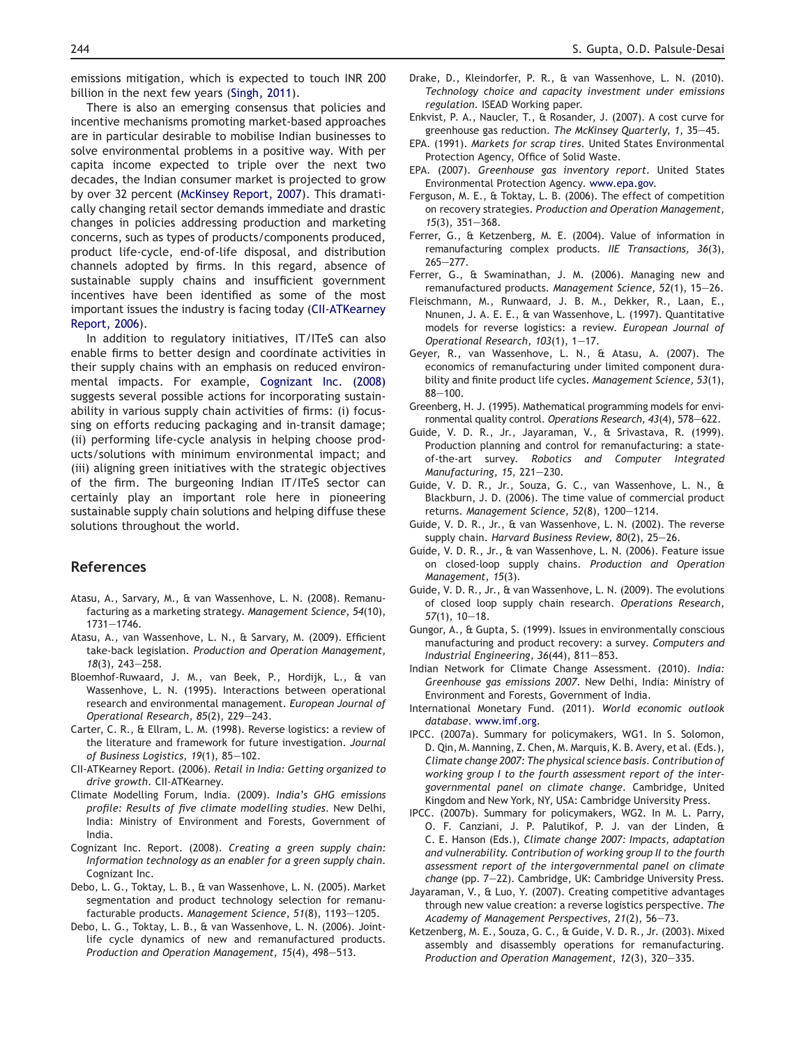emissions mitigation, which is expected to touch INR 200 billion in the next few years (Singh, 2011).

There is also an emerging consensus that policies and incentive mechanisms promoting market-based approaches are in particular desirable to mobilise Indian businesses to solve environmental problems in a positive way. With per capita income expected to triple over the next two decades, the Indian consumer market is projected to grow by over 32 percent (McKinsey Report, 2007). This dramatically changing retail sector demands immediate and drastic changes in policies addressing production and marketing concerns, such as types of products/components produced, product life-cycle, end-of-life disposal, and distribution channels adopted by firms. In this regard, absence of sustainable supply chains and insufficient government incentives have been identified as some of the most important issues the industry is facing today (CII-ATKearney Report, 2006).

In addition to regulatory initiatives, IT/ITeS can also enable firms to better design and coordinate activities in their supply chains with an emphasis on reduced environmental impacts. For example, Cognizant Inc. (2008) suggests several possible actions for incorporating sustainability in various supply chain activities of firms: (i) focussing on efforts reducing packaging and in-transit damage; (ii) performing life-cycle analysis in helping choose products/solutions with minimum environmental impact; and (iii) aligning green initiatives with the strategic objectives of the firm. The burgeoning Indian IT/ITeS sector can certainly play an important role here in pioneering sustainable supply chain solutions and helping diffuse these solutions throughout the world.

## References

Atasu, A., Sarvary, M., & van Wassenhove, L. N. (2008). Remanufacturing as a marketing strategy. *Management Science, 54*(10), 1731—1746.

Atasu, A., van Wassenhove, L. N., & Sarvary, M. (2009). Efficient take-back legislation. *Production and Operation Management, 18*(3), 243—258.

Bloemhof-Ruwaard, J. M., van Beek, P., Hordijk, L., & van Wassenhove, L. N. (1995). Interactions between operational research and environmental management. *European Journal of Operational Research, 85*(2), 229—243.

Carter, C. R., & Ellram, L. M. (1998). Reverse logistics: a review of the literature and framework for future investigation. *Journal of Business Logistics, 19*(1), 85—102.

CII-ATKearney Report. (2006). *Retail in India: Getting organized to drive growth*. CII-ATKearney.

Climate Modelling Forum, India. (2009). *India's GHG emissions profile: Results of five climate modelling studies*. New Delhi, India: Ministry of Environment and Forests, Government of India.

Cognizant Inc. Report. (2008). *Creating a green supply chain: Information technology as an enabler for a green supply chain*. Cognizant Inc.

Debo, L. G., Toktay, L. B., & van Wassenhove, L. N. (2005). Market segmentation and product technology selection for remanufacturable products. *Management Science, 51*(8), 1193—1205.

Debo, L. G., Toktay, L. B., & van Wassenhove, L. N. (2006). Joint-life cycle dynamics of new and remanufactured products. *Production and Operation Management, 15*(4), 498—513.

Drake, D., Kleindorfer, P. R., & van Wassenhove, L. N. (2010). *Technology choice and capacity investment under emissions regulation*. ISEAD Working paper.

Enkvist, P. A., Naucler, T., & Rosander, J. (2007). A cost curve for greenhouse gas reduction. *The McKinsey Quarterly, 1*, 35—45.

EPA. (1991). *Markets for scrap tires*. United States Environmental Protection Agency, Office of Solid Waste.

EPA. (2007). *Greenhouse gas inventory report*. United States Environmental Protection Agency. www.epa.gov.

Ferguson, M. E., & Toktay, L. B. (2006). The effect of competition on recovery strategies. *Production and Operation Management, 15*(3), 351—368.

Ferrer, G., & Ketzenberg, M. E. (2004). Value of information in remanufacturing complex products. *IIE Transactions, 36*(3), 265—277.

Ferrer, G., & Swaminathan, J. M. (2006). Managing new and remanufactured products. *Management Science, 52*(1), 15—26.

Fleischmann, M., Runwaard, J. B. M., Dekker, R., Laan, E., Nnunen, J. A. E. E., & van Wassenhove, L. (1997). Quantitative models for reverse logistics: a review. *European Journal of Operational Research, 103*(1), 1—17.

Geyer, R., van Wassenhove, L. N., & Atasu, A. (2007). The economics of remanufacturing under limited component durability and finite product life cycles. *Management Science, 53*(1), 88—100.

Greenberg, H. J. (1995). Mathematical programming models for environmental quality control. *Operations Research, 43*(4), 578—622.

Guide, V. D. R., Jr., Jayaraman, V., & Srivastava, R. (1999). Production planning and control for remanufacturing: a state-of-the-art survey. *Robotics and Computer Integrated Manufacturing, 15*, 221—230.

Guide, V. D. R., Jr., Souza, G. C., van Wassenhove, L. N., & Blackburn, J. D. (2006). The time value of commercial product returns. *Management Science, 52*(8), 1200—1214.

Guide, V. D. R., Jr., & van Wassenhove, L. N. (2002). The reverse supply chain. *Harvard Business Review, 80*(2), 25—26.

Guide, V. D. R., Jr., & van Wassenhove, L. N. (2006). Feature issue on closed-loop supply chains. *Production and Operation Management, 15*(3).

Guide, V. D. R., Jr., & van Wassenhove, L. N. (2009). The evolutions of closed loop supply chain research. *Operations Research, 57*(1), 10—18.

Gungor, A., & Gupta, S. (1999). Issues in environmentally conscious manufacturing and product recovery: a survey. *Computers and Industrial Engineering, 36*(44), 811—853.

Indian Network for Climate Change Assessment. (2010). *India: Greenhouse gas emissions 2007*. New Delhi, India: Ministry of Environment and Forests, Government of India.

International Monetary Fund. (2011). *World economic outlook database*. www.imf.org.

IPCC. (2007a). Summary for policymakers, WG1. In S. Solomon, D. Qin, M. Manning, Z. Chen, M. Marquis, K. B. Avery, et al. (Eds.), *Climate change 2007: The physical science basis. Contribution of working group I to the fourth assessment report of the intergovernmental panel on climate change*. Cambridge, United Kingdom and New York, NY, USA: Cambridge University Press.

IPCC. (2007b). Summary for policymakers, WG2. In M. L. Parry, O. F. Canziani, J. P. Palutikof, P. J. van der Linden, & C. E. Hanson (Eds.), *Climate change 2007: Impacts, adaptation and vulnerability. Contribution of working group II to the fourth assessment report of the intergovernmental panel on climate change* (pp. 7—22). Cambridge, UK: Cambridge University Press.

Jayaraman, V., & Luo, Y. (2007). Creating competitive advantages through new value creation: a reverse logistics perspective. *The Academy of Management Perspectives, 21*(2), 56—73.

Ketzenberg, M. E., Souza, G. C., & Guide, V. D. R., Jr. (2003). Mixed assembly and disassembly operations for remanufacturing. *Production and Operation Management, 12*(3), 320—335.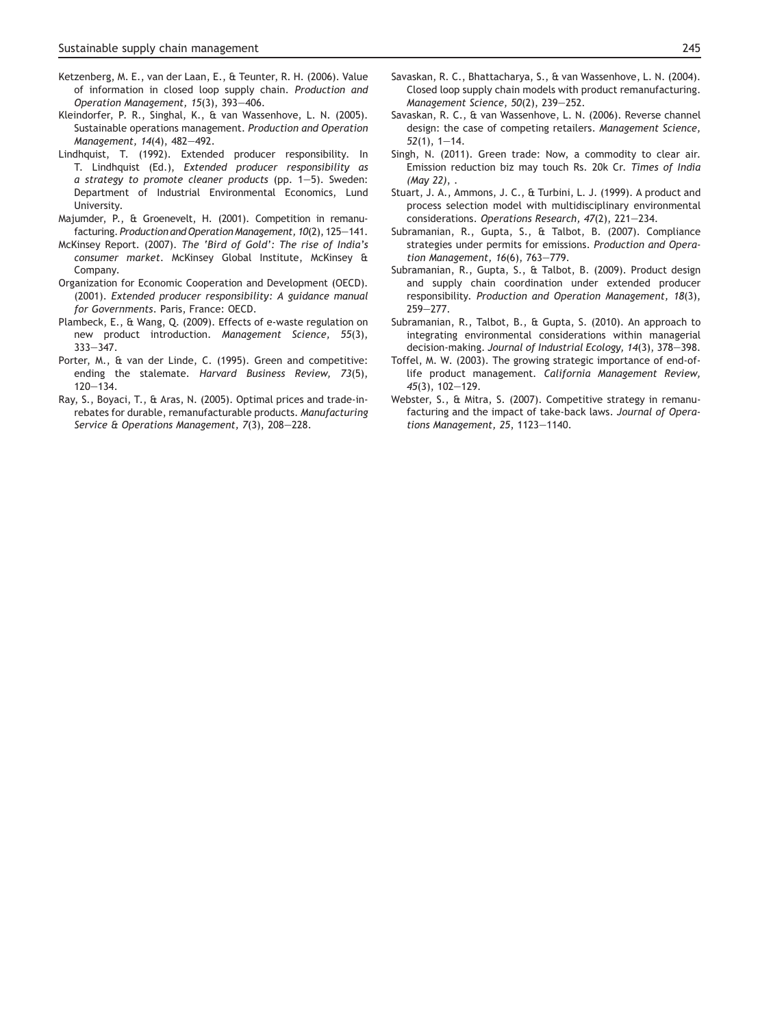Ketzenberg, M. E., van der Laan, E., & Teunter, R. H. (2006). Value of information in closed loop supply chain. *Production and Operation Management, 15*(3), 393—406.

Kleindorfer, P. R., Singhal, K., & van Wassenhove, L. N. (2005). Sustainable operations management. *Production and Operation Management, 14*(4), 482—492.

Lindhquist, T. (1992). Extended producer responsibility. In T. Lindhquist (Ed.), *Extended producer responsibility as a strategy to promote cleaner products* (pp. 1—5). Sweden: Department of Industrial Environmental Economics, Lund University.

Majumder, P., & Groenevelt, H. (2001). Competition in remanufacturing. *Production and Operation Management, 10*(2), 125—141.

McKinsey Report. (2007). *The 'Bird of Gold': The rise of India's consumer market*. McKinsey Global Institute, McKinsey & Company.

Organization for Economic Cooperation and Development (OECD). (2001). *Extended producer responsibility: A guidance manual for Governments*. Paris, France: OECD.

Plambeck, E., & Wang, Q. (2009). Effects of e-waste regulation on new product introduction. *Management Science, 55*(3), 333—347.

Porter, M., & van der Linde, C. (1995). Green and competitive: ending the stalemate. *Harvard Business Review, 73*(5), 120—134.

Ray, S., Boyaci, T., & Aras, N. (2005). Optimal prices and trade-in-rebates for durable, remanufacturable products. *Manufacturing Service & Operations Management, 7*(3), 208—228.

Savaskan, R. C., Bhattacharya, S., & van Wassenhove, L. N. (2004). Closed loop supply chain models with product remanufacturing. *Management Science, 50*(2), 239—252.

Savaskan, R. C., & van Wassenhove, L. N. (2006). Reverse channel design: the case of competing retailers. *Management Science, 52*(1), 1—14.

Singh, N. (2011). Green trade: Now, a commodity to clear air. Emission reduction biz may touch Rs. 20k Cr. *Times of India (May 22)*, .

Stuart, J. A., Ammons, J. C., & Turbini, L. J. (1999). A product and process selection model with multidisciplinary environmental considerations. *Operations Research, 47*(2), 221—234.

Subramanian, R., Gupta, S., & Talbot, B. (2007). Compliance strategies under permits for emissions. *Production and Operation Management, 16*(6), 763—779.

Subramanian, R., Gupta, S., & Talbot, B. (2009). Product design and supply chain coordination under extended producer responsibility. *Production and Operation Management, 18*(3), 259—277.

Subramanian, R., Talbot, B., & Gupta, S. (2010). An approach to integrating environmental considerations within managerial decision-making. *Journal of Industrial Ecology, 14*(3), 378—398.

Toffel, M. W. (2003). The growing strategic importance of end-of-life product management. *California Management Review, 45*(3), 102—129.

Webster, S., & Mitra, S. (2007). Competitive strategy in remanufacturing and the impact of take-back laws. *Journal of Operations Management, 25*, 1123—1140.